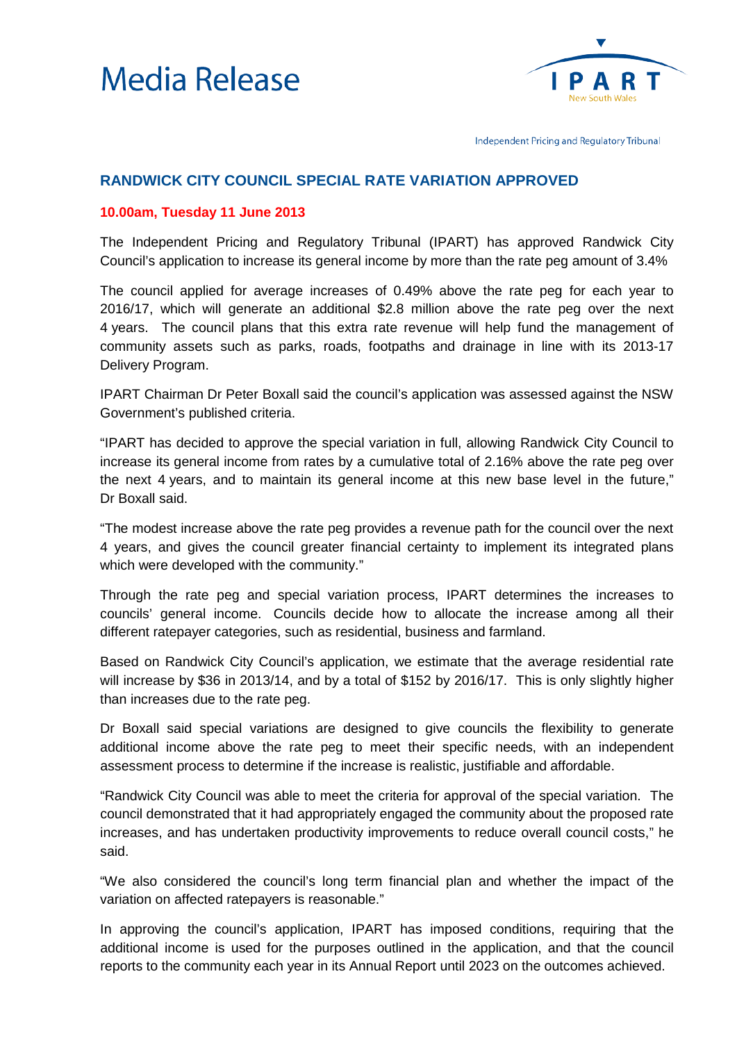# Media Release

**IPART** New South Wales

Independent Pricing and Regulatory Tribunal

## RANDWICK CITY COUNCIL SPECIAL RATE VARIATION APPROVED

**10.00am, Tuesday 11 June 2013**

The Independent Pricing and Regulatory Tribunal (IPART) has approved Randwick City Council's application to increase its general income by more than the rate peg amount of 3.4%

The council applied for average increases of 0.49% above the rate peg for each year to 2016/17, which will generate an additional $2.8 million above the rate peg over the next 4 years. The council plans that this extra rate revenue will help fund the management of community assets such as parks, roads, footpaths and drainage in line with its 2013-17 Delivery Program.

IPART Chairman Dr Peter Boxall said the council's application was assessed against the NSW Government's published criteria.

"IPART has decided to approve the special variation in full, allowing Randwick City Council to increase its general income from rates by a cumulative total of 2.16% above the rate peg over the next 4 years, and to maintain its general income at this new base level in the future," Dr Boxall said.

"The modest increase above the rate peg provides a revenue path for the council over the next 4 years, and gives the council greater financial certainty to implement its integrated plans which were developed with the community."

Through the rate peg and special variation process, IPART determines the increases to councils' general income. Councils decide how to allocate the increase among all their different ratepayer categories, such as residential, business and farmland.

Based on Randwick City Council's application, we estimate that the average residential rate will increase by $36 in 2013/14, and by a total of $152 by 2016/17. This is only slightly higher than increases due to the rate peg.

Dr Boxall said special variations are designed to give councils the flexibility to generate additional income above the rate peg to meet their specific needs, with an independent assessment process to determine if the increase is realistic, justifiable and affordable.

"Randwick City Council was able to meet the criteria for approval of the special variation. The council demonstrated that it had appropriately engaged the community about the proposed rate increases, and has undertaken productivity improvements to reduce overall council costs," he said.

"We also considered the council's long term financial plan and whether the impact of the variation on affected ratepayers is reasonable."

In approving the council's application, IPART has imposed conditions, requiring that the additional income is used for the purposes outlined in the application, and that the council reports to the community each year in its Annual Report until 2023 on the outcomes achieved.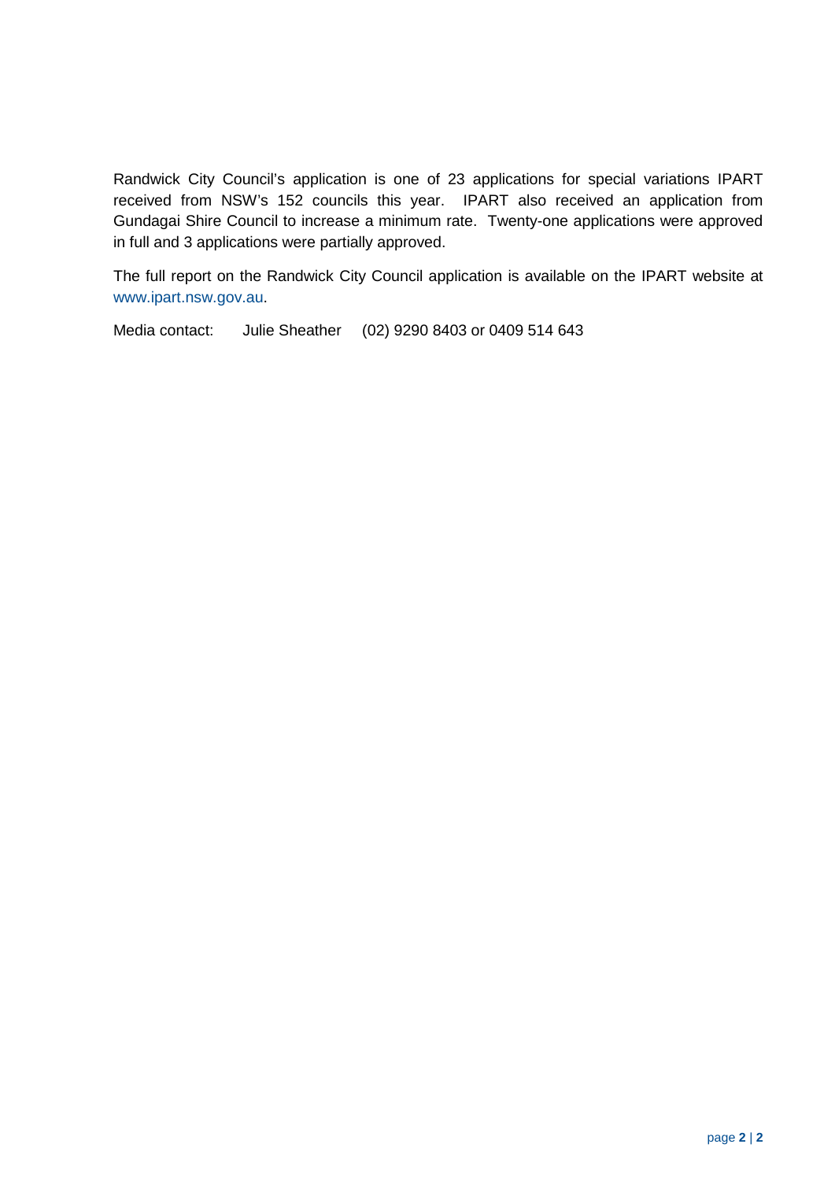Randwick City Council's application is one of 23 applications for special variations IPART received from NSW's 152 councils this year. IPART also received an application from Gundagai Shire Council to increase a minimum rate. Twenty-one applications were approved in full and 3 applications were partially approved.

The full report on the Randwick City Council application is available on the IPART website at www.ipart.nsw.gov.au.

Media contact: Julie Sheather (02) 9290 8403 or 0409 514 643